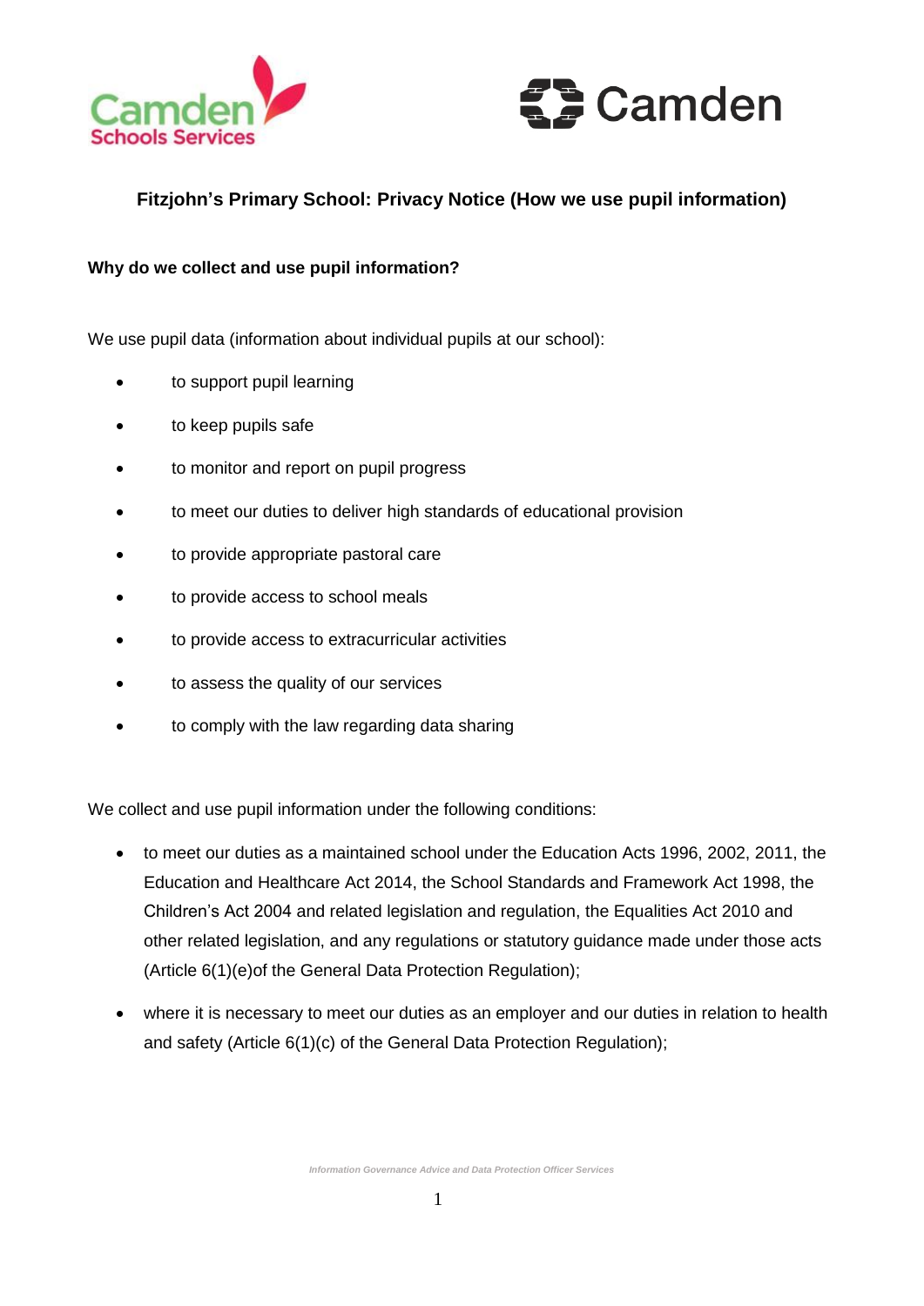# Fitzjohn's Primary School: Privacy Notice (How we use pupil information)

## Why do we collect and use pupil information?

We use pupil data (information about individual pupils at our school):

- to support pupil learning
- to keep pupils safe
- to monitor and report on pupil progress
- to meet our duties to deliver high standards of educational provision
- to provide appropriate pastoral care
- to provide access to school meals
- to provide access to extracurricular activities
- to assess the quality of our services
- to comply with the law regarding data sharing

We collect and use pupil information under the following conditions:

- to meet our duties as a maintained school under the Education Acts 1996, 2002, 2011, the Education and Healthcare Act 2014, the School Standards and Framework Act 1998, the Children's Act 2004 and related legislation and regulation, the Equalities Act 2010 and other related legislation, and any regulations or statutory guidance made under those acts (Article 6(1)(e)of the General Data Protection Regulation);
- where it is necessary to meet our duties as an employer and our duties in relation to health and safety (Article 6(1)(c) of the General Data Protection Regulation);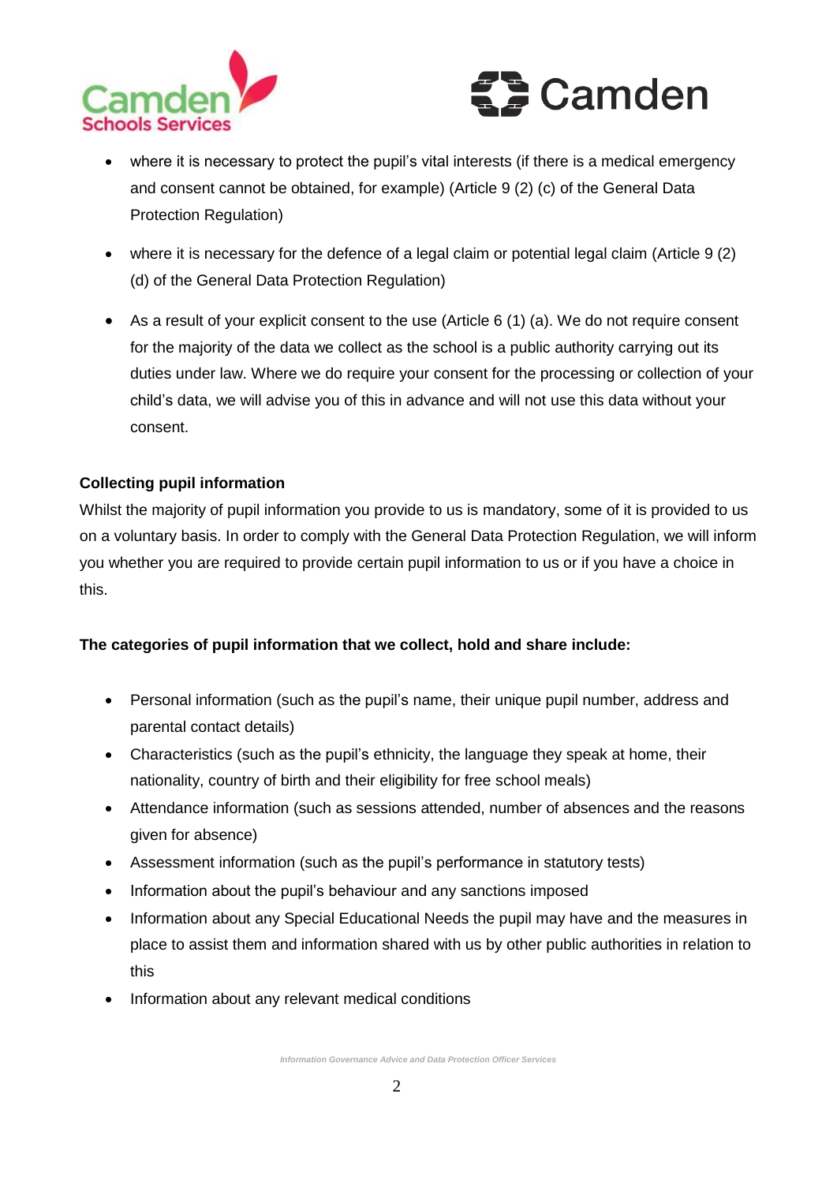- where it is necessary to protect the pupil's vital interests (if there is a medical emergency and consent cannot be obtained, for example) (Article 9 (2) (c) of the General Data Protection Regulation)
- where it is necessary for the defence of a legal claim or potential legal claim (Article 9 (2) (d) of the General Data Protection Regulation)
- As a result of your explicit consent to the use (Article 6 (1) (a). We do not require consent for the majority of the data we collect as the school is a public authority carrying out its duties under law. Where we do require your consent for the processing or collection of your child's data, we will advise you of this in advance and will not use this data without your consent.

**Collecting pupil information**

Whilst the majority of pupil information you provide to us is mandatory, some of it is provided to us on a voluntary basis. In order to comply with the General Data Protection Regulation, we will inform you whether you are required to provide certain pupil information to us or if you have a choice in this.

**The categories of pupil information that we collect, hold and share include:**

- Personal information (such as the pupil's name, their unique pupil number, address and parental contact details)
- Characteristics (such as the pupil's ethnicity, the language they speak at home, their nationality, country of birth and their eligibility for free school meals)
- Attendance information (such as sessions attended, number of absences and the reasons given for absence)
- Assessment information (such as the pupil's performance in statutory tests)
- Information about the pupil's behaviour and any sanctions imposed
- Information about any Special Educational Needs the pupil may have and the measures in place to assist them and information shared with us by other public authorities in relation to this
- Information about any relevant medical conditions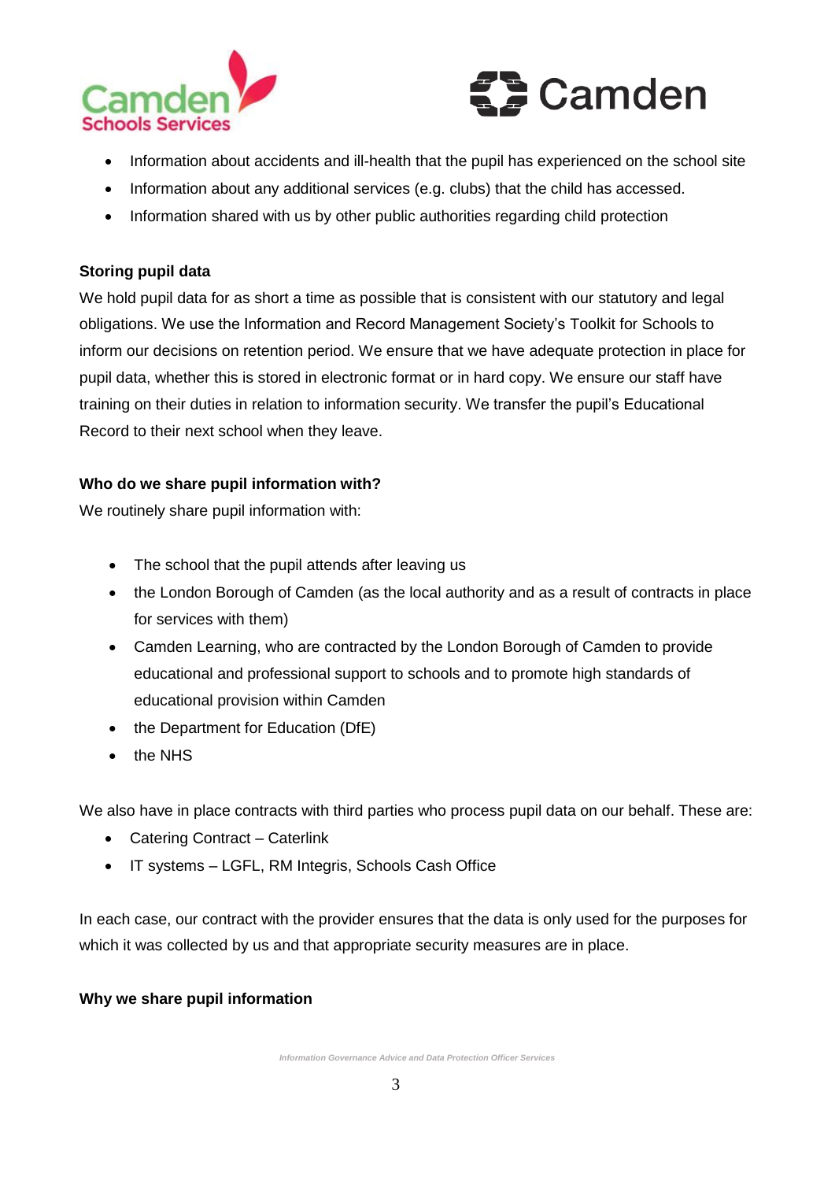- Information about accidents and ill-health that the pupil has experienced on the school site
- Information about any additional services (e.g. clubs) that the child has accessed.
- Information shared with us by other public authorities regarding child protection

**Storing pupil data**

We hold pupil data for as short a time as possible that is consistent with our statutory and legal obligations. We use the Information and Record Management Society's Toolkit for Schools to inform our decisions on retention period. We ensure that we have adequate protection in place for pupil data, whether this is stored in electronic format or in hard copy. We ensure our staff have training on their duties in relation to information security. We transfer the pupil's Educational Record to their next school when they leave.

**Who do we share pupil information with?**

We routinely share pupil information with:

- The school that the pupil attends after leaving us
- the London Borough of Camden (as the local authority and as a result of contracts in place for services with them)
- Camden Learning, who are contracted by the London Borough of Camden to provide educational and professional support to schools and to promote high standards of educational provision within Camden
- the Department for Education (DfE)
- the NHS

We also have in place contracts with third parties who process pupil data on our behalf. These are:

- Catering Contract – Caterlink
- IT systems – LGFL, RM Integris, Schools Cash Office

In each case, our contract with the provider ensures that the data is only used for the purposes for which it was collected by us and that appropriate security measures are in place.

**Why we share pupil information**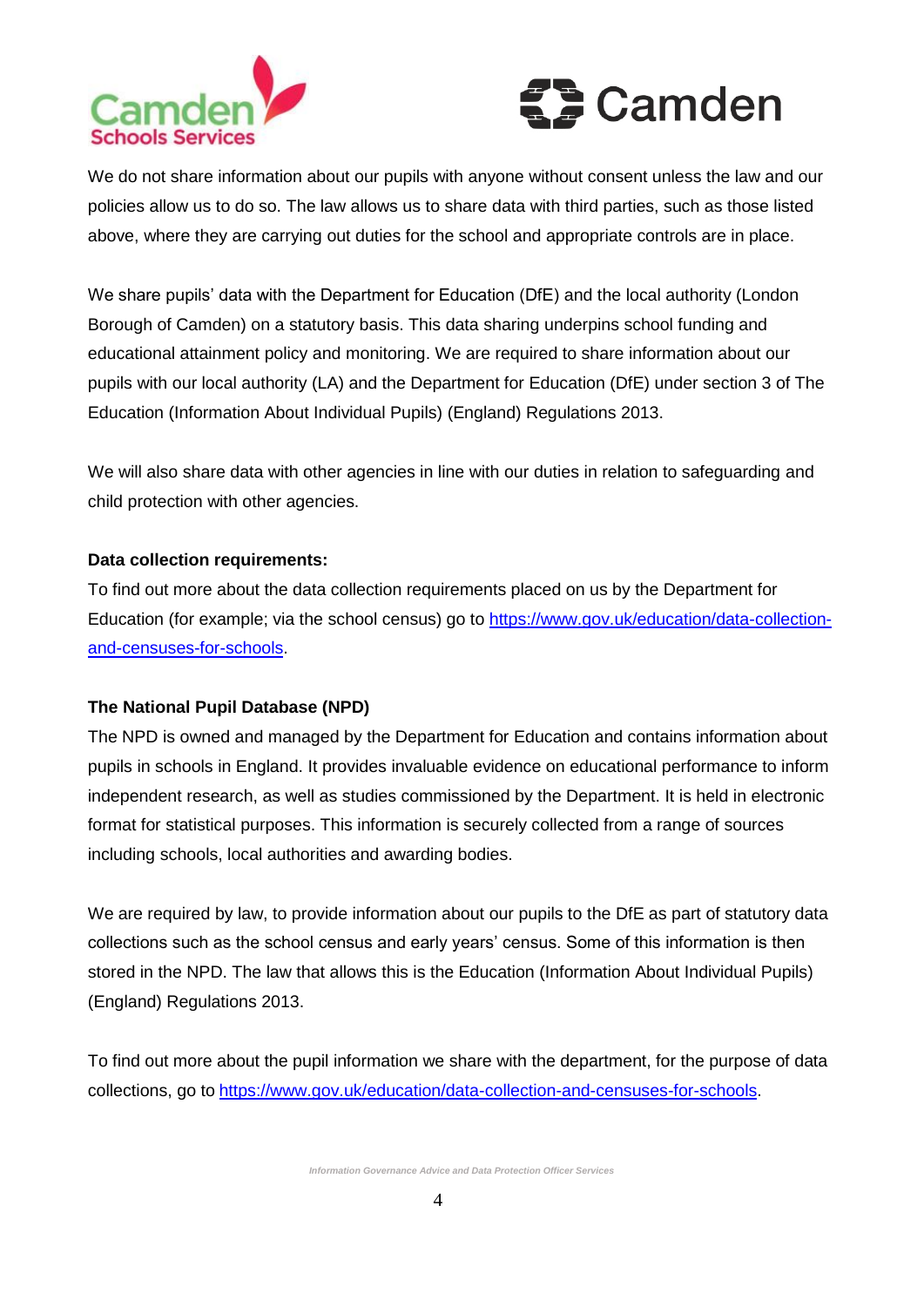We do not share information about our pupils with anyone without consent unless the law and our policies allow us to do so. The law allows us to share data with third parties, such as those listed above, where they are carrying out duties for the school and appropriate controls are in place.

We share pupils' data with the Department for Education (DfE) and the local authority (London Borough of Camden) on a statutory basis. This data sharing underpins school funding and educational attainment policy and monitoring. We are required to share information about our pupils with our local authority (LA) and the Department for Education (DfE) under section 3 of The Education (Information About Individual Pupils) (England) Regulations 2013.

We will also share data with other agencies in line with our duties in relation to safeguarding and child protection with other agencies.

**Data collection requirements:**
To find out more about the data collection requirements placed on us by the Department for Education (for example; via the school census) go to [https://www.gov.uk/education/data-collection-and-censuses-for-schools](https://www.gov.uk/education/data-collection-and-censuses-for-schools).

**The National Pupil Database (NPD)**
The NPD is owned and managed by the Department for Education and contains information about pupils in schools in England. It provides invaluable evidence on educational performance to inform independent research, as well as studies commissioned by the Department. It is held in electronic format for statistical purposes. This information is securely collected from a range of sources including schools, local authorities and awarding bodies.

We are required by law, to provide information about our pupils to the DfE as part of statutory data collections such as the school census and early years' census. Some of this information is then stored in the NPD. The law that allows this is the Education (Information About Individual Pupils) (England) Regulations 2013.

To find out more about the pupil information we share with the department, for the purpose of data collections, go to [https://www.gov.uk/education/data-collection-and-censuses-for-schools](https://www.gov.uk/education/data-collection-and-censuses-for-schools).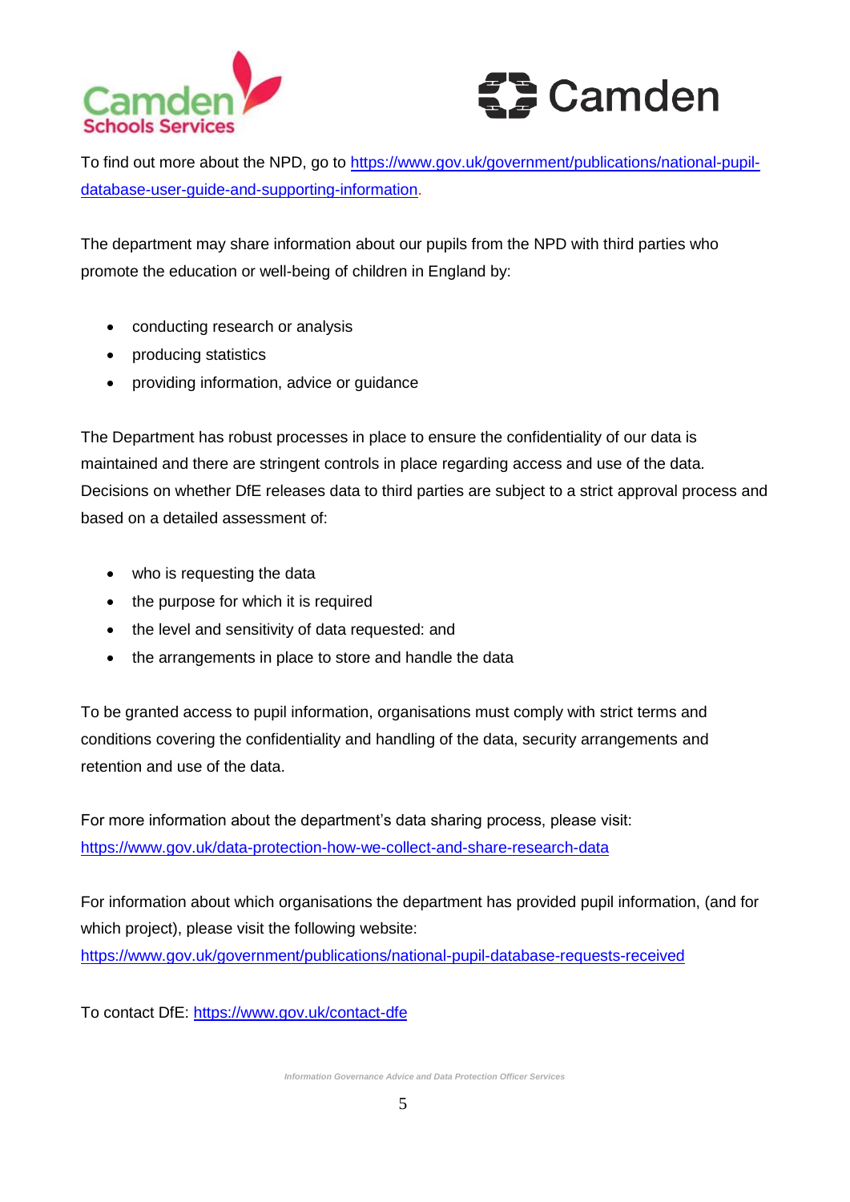To find out more about the NPD, go to [https://www.gov.uk/government/publications/national-pupil-database-user-guide-and-supporting-information](https://www.gov.uk/government/publications/national-pupil-database-user-guide-and-supporting-information).

The department may share information about our pupils from the NPD with third parties who promote the education or well-being of children in England by:

- conducting research or analysis
- producing statistics
- providing information, advice or guidance

The Department has robust processes in place to ensure the confidentiality of our data is maintained and there are stringent controls in place regarding access and use of the data. Decisions on whether DfE releases data to third parties are subject to a strict approval process and based on a detailed assessment of:

- who is requesting the data
- the purpose for which it is required
- the level and sensitivity of data requested: and
- the arrangements in place to store and handle the data

To be granted access to pupil information, organisations must comply with strict terms and conditions covering the confidentiality and handling of the data, security arrangements and retention and use of the data.

For more information about the department's data sharing process, please visit: [https://www.gov.uk/data-protection-how-we-collect-and-share-research-data](https://www.gov.uk/data-protection-how-we-collect-and-share-research-data)

For information about which organisations the department has provided pupil information, (and for which project), please visit the following website: [https://www.gov.uk/government/publications/national-pupil-database-requests-received](https://www.gov.uk/government/publications/national-pupil-database-requests-received)

To contact DfE: [https://www.gov.uk/contact-dfe](https://www.gov.uk/contact-dfe)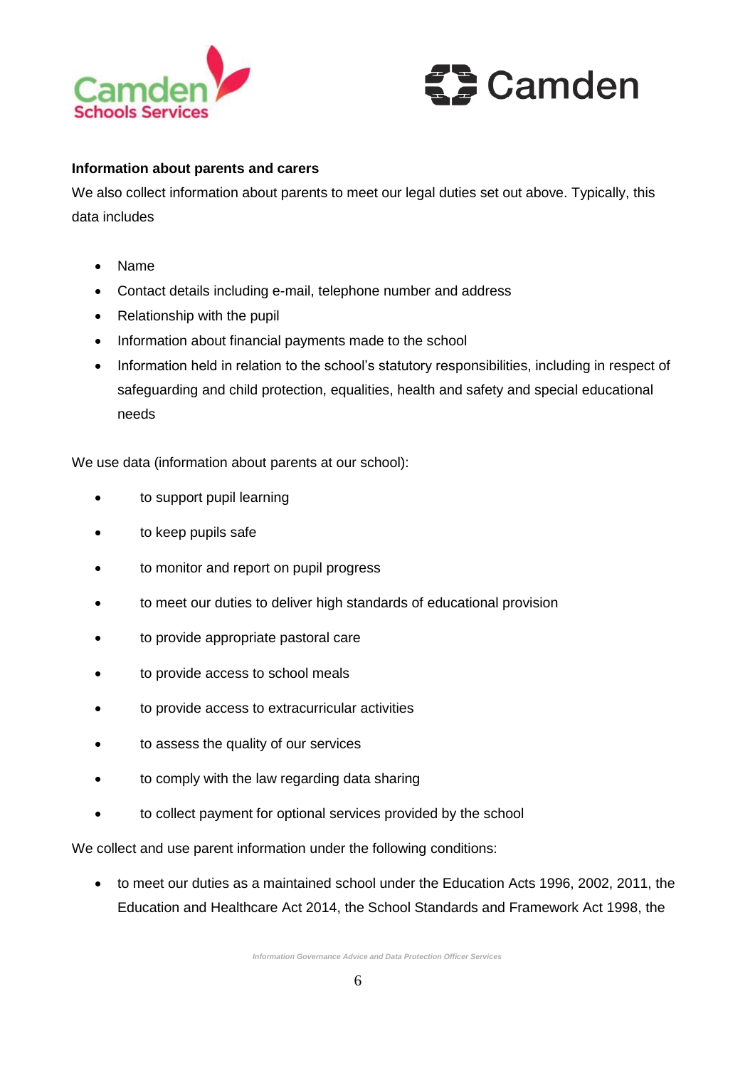**Information about parents and carers**

We also collect information about parents to meet our legal duties set out above. Typically, this data includes

- Name
- Contact details including e-mail, telephone number and address
- Relationship with the pupil
- Information about financial payments made to the school
- Information held in relation to the school's statutory responsibilities, including in respect of safeguarding and child protection, equalities, health and safety and special educational needs

We use data (information about parents at our school):

- to support pupil learning
- to keep pupils safe
- to monitor and report on pupil progress
- to meet our duties to deliver high standards of educational provision
- to provide appropriate pastoral care
- to provide access to school meals
- to provide access to extracurricular activities
- to assess the quality of our services
- to comply with the law regarding data sharing
- to collect payment for optional services provided by the school

We collect and use parent information under the following conditions:

- to meet our duties as a maintained school under the Education Acts 1996, 2002, 2011, the Education and Healthcare Act 2014, the School Standards and Framework Act 1998, the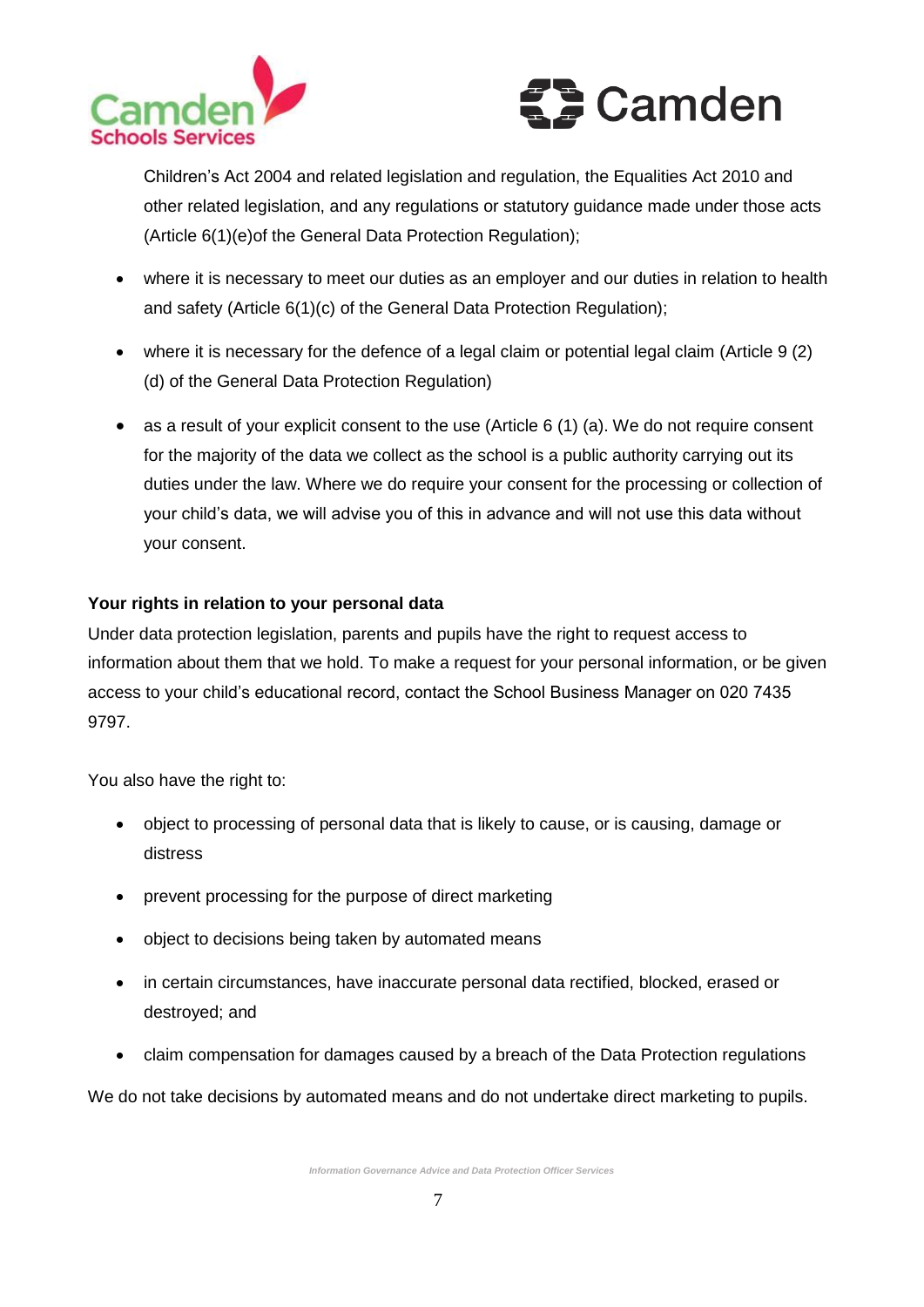Children's Act 2004 and related legislation and regulation, the Equalities Act 2010 and other related legislation, and any regulations or statutory guidance made under those acts (Article 6(1)(e)of the General Data Protection Regulation);

- where it is necessary to meet our duties as an employer and our duties in relation to health and safety (Article 6(1)(c) of the General Data Protection Regulation);
- where it is necessary for the defence of a legal claim or potential legal claim (Article 9 (2) (d) of the General Data Protection Regulation)
- as a result of your explicit consent to the use (Article 6 (1) (a). We do not require consent for the majority of the data we collect as the school is a public authority carrying out its duties under the law. Where we do require your consent for the processing or collection of your child's data, we will advise you of this in advance and will not use this data without your consent.

**Your rights in relation to your personal data**

Under data protection legislation, parents and pupils have the right to request access to information about them that we hold. To make a request for your personal information, or be given access to your child's educational record, contact the School Business Manager on 020 7435 9797.

You also have the right to:

- object to processing of personal data that is likely to cause, or is causing, damage or distress
- prevent processing for the purpose of direct marketing
- object to decisions being taken by automated means
- in certain circumstances, have inaccurate personal data rectified, blocked, erased or destroyed; and
- claim compensation for damages caused by a breach of the Data Protection regulations

We do not take decisions by automated means and do not undertake direct marketing to pupils.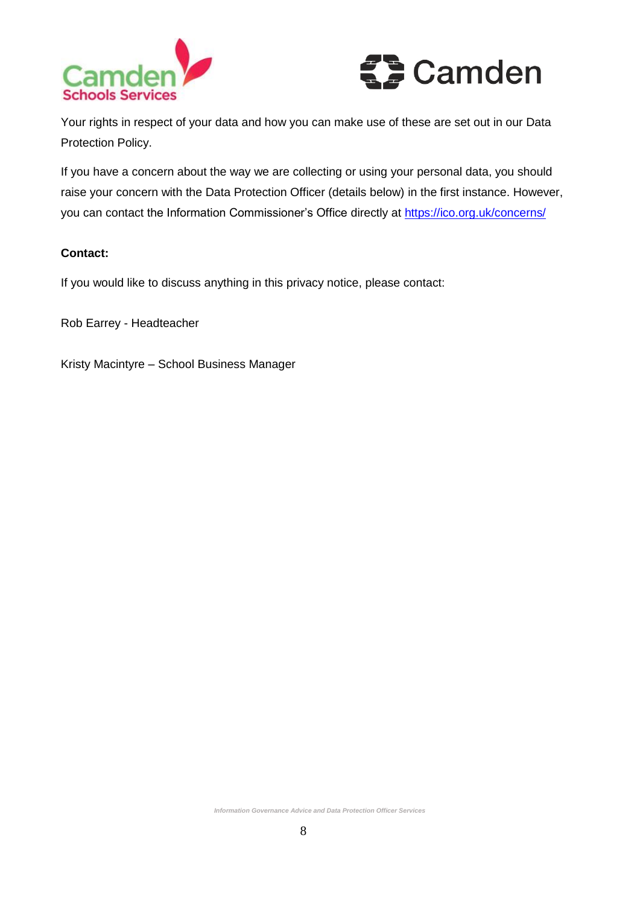Your rights in respect of your data and how you can make use of these are set out in our Data Protection Policy.

If you have a concern about the way we are collecting or using your personal data, you should raise your concern with the Data Protection Officer (details below) in the first instance. However, you can contact the Information Commissioner's Office directly at https://ico.org.uk/concerns/

**Contact:**

If you would like to discuss anything in this privacy notice, please contact:

Rob Earrey - Headteacher

Kristy Macintyre – School Business Manager